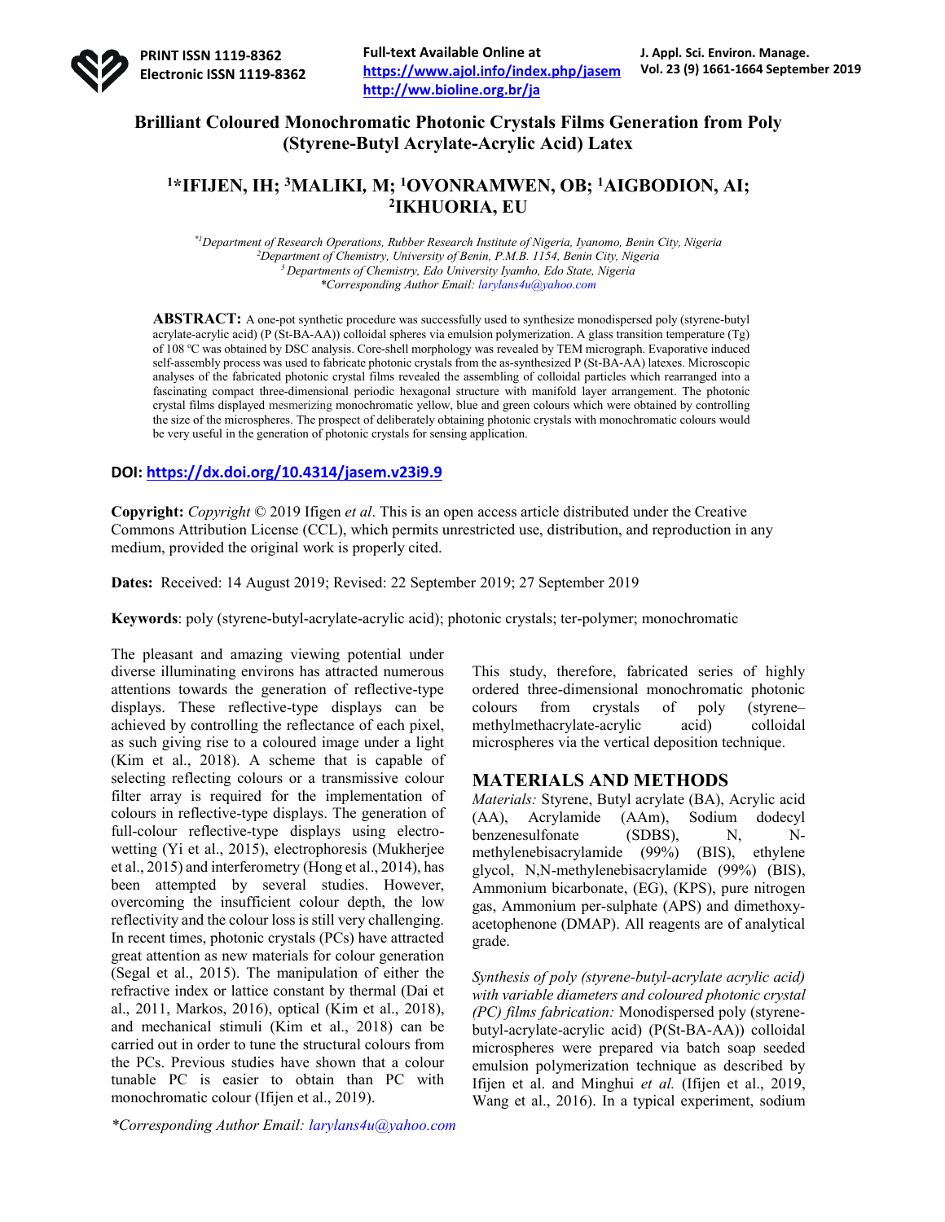# Brilliant Coloured Monochromatic Photonic Crystals Films Generation from Poly (Styrene-Butyl Acrylate-Acrylic Acid) Latex

**[1]*IFIJEN, IH; [3]MALIKI, M; [1]OVONRAMWEN, OB; [1]AIGBODION, AI; [2]IKHUORIA, EU**

*[*1]Department of Research Operations, Rubber Research Institute of Nigeria, Iyanomo, Benin City, Nigeria*
*[2]Department of Chemistry, University of Benin, P.M.B. 1154, Benin City, Nigeria*
*[3]Departments of Chemistry, Edo University Iyamho, Edo State, Nigeria*
*\*Corresponding Author Email: larylans4u@yahoo.com*

**ABSTRACT:** A one-pot synthetic procedure was successfully used to synthesize monodispersed poly (styrene-butyl acrylate-acrylic acid) (P (St-BA-AA)) colloidal spheres via emulsion polymerization. A glass transition temperature (Tg) of 108 ºC was obtained by DSC analysis. Core-shell morphology was revealed by TEM micrograph. Evaporative induced self-assembly process was used to fabricate photonic crystals from the as-synthesized P (St-BA-AA) latexes. Microscopic analyses of the fabricated photonic crystal films revealed the assembling of colloidal particles which rearranged into a fascinating compact three-dimensional periodic hexagonal structure with manifold layer arrangement. The photonic crystal films displayed mesmerizing monochromatic yellow, blue and green colours which were obtained by controlling the size of the microspheres. The prospect of deliberately obtaining photonic crystals with monochromatic colours would be very useful in the generation of photonic crystals for sensing application.

**DOI: https://dx.doi.org/10.4314/jasem.v23i9.9**

**Copyright:** *Copyright* © 2019 Ifigen *et al*. This is an open access article distributed under the Creative Commons Attribution License (CCL), which permits unrestricted use, distribution, and reproduction in any medium, provided the original work is properly cited.

**Dates:** Received: 14 August 2019; Revised: 22 September 2019; 27 September 2019

**Keywords**: poly (styrene-butyl-acrylate-acrylic acid); photonic crystals; ter-polymer; monochromatic

The pleasant and amazing viewing potential under diverse illuminating environs has attracted numerous attentions towards the generation of reflective-type displays. These reflective-type displays can be achieved by controlling the reflectance of each pixel, as such giving rise to a coloured image under a light (Kim et al., 2018). A scheme that is capable of selecting reflecting colours or a transmissive colour filter array is required for the implementation of colours in reflective-type displays. The generation of full-colour reflective-type displays using electro-wetting (Yi et al., 2015), electrophoresis (Mukherjee et al., 2015) and interferometry (Hong et al., 2014), has been attempted by several studies. However, overcoming the insufficient colour depth, the low reflectivity and the colour loss is still very challenging. In recent times, photonic crystals (PCs) have attracted great attention as new materials for colour generation (Segal et al., 2015). The manipulation of either the refractive index or lattice constant by thermal (Dai et al., 2011, Markos, 2016), optical (Kim et al., 2018), and mechanical stimuli (Kim et al., 2018) can be carried out in order to tune the structural colours from the PCs. Previous studies have shown that a colour tunable PC is easier to obtain than PC with monochromatic colour (Ifijen et al., 2019).

This study, therefore, fabricated series of highly ordered three-dimensional monochromatic photonic colours from crystals of poly (styrene–methylmethacrylate-acrylic acid) colloidal microspheres via the vertical deposition technique.

## MATERIALS AND METHODS

*Materials:* Styrene, Butyl acrylate (BA), Acrylic acid (AA), Acrylamide (AAm), Sodium dodecyl benzenesulfonate (SDBS), N, N-methylenebisacrylamide (99%) (BIS), ethylene glycol, N,N-methylenebisacrylamide (99%) (BIS), Ammonium bicarbonate, (EG), (KPS), pure nitrogen gas, Ammonium per-sulphate (APS) and dimethoxy-acetophenone (DMAP). All reagents are of analytical grade.

*Synthesis of poly (styrene-butyl-acrylate acrylic acid) with variable diameters and coloured photonic crystal (PC) films fabrication:* Monodispersed poly (styrene-butyl-acrylate-acrylic acid) (P(St-BA-AA)) colloidal microspheres were prepared via batch soap seeded emulsion polymerization technique as described by Ifijen et al. and Minghui *et al.* (Ifijen et al., 2019, Wang et al., 2016). In a typical experiment, sodium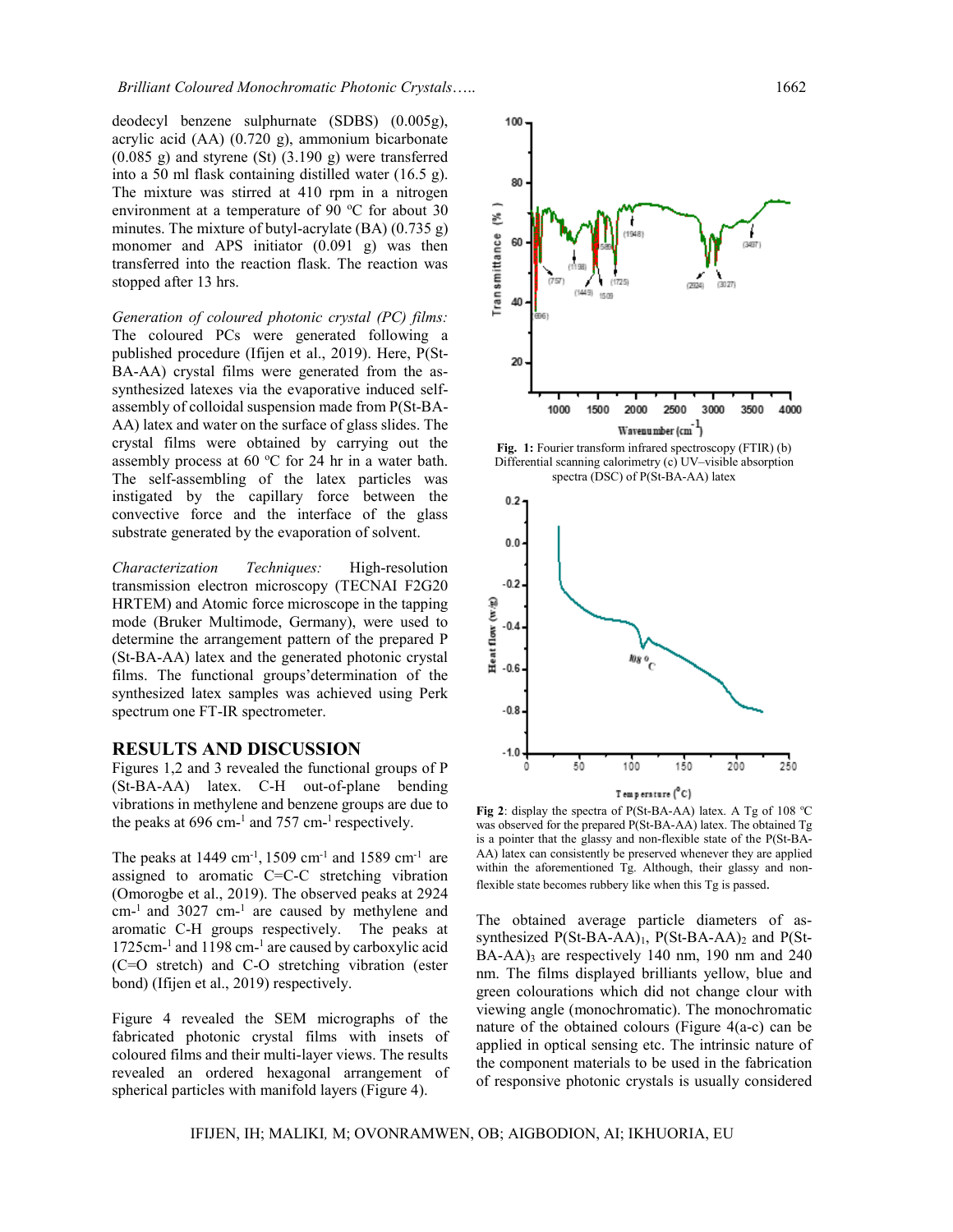deodecyl benzene sulphurnate (SDBS) (0.005g), acrylic acid (AA) (0.720 g), ammonium bicarbonate (0.085 g) and styrene (St) (3.190 g) were transferred into a 50 ml flask containing distilled water (16.5 g). The mixture was stirred at 410 rpm in a nitrogen environment at a temperature of 90 ºC for about 30 minutes. The mixture of butyl-acrylate (BA) (0.735 g) monomer and APS initiator (0.091 g) was then transferred into the reaction flask. The reaction was stopped after 13 hrs.

*Generation of coloured photonic crystal (PC) films:* The coloured PCs were generated following a published procedure (Ifijen et al., 2019). Here, P(St-BA-AA) crystal films were generated from the as-synthesized latexes via the evaporative induced self-assembly of colloidal suspension made from P(St-BA-AA) latex and water on the surface of glass slides. The crystal films were obtained by carrying out the assembly process at 60 ºC for 24 hr in a water bath. The self-assembling of the latex particles was instigated by the capillary force between the convective force and the interface of the glass substrate generated by the evaporation of solvent.

*Characterization Techniques:* High-resolution transmission electron microscopy (TECNAI F2G20 HRTEM) and Atomic force microscope in the tapping mode (Bruker Multimode, Germany), were used to determine the arrangement pattern of the prepared P (St-BA-AA) latex and the generated photonic crystal films. The functional groups'determination of the synthesized latex samples was achieved using Perk spectrum one FT-IR spectrometer.

## RESULTS AND DISCUSSION

Figures 1,2 and 3 revealed the functional groups of P (St-BA-AA) latex. C-H out-of-plane bending vibrations in methylene and benzene groups are due to the peaks at 696 cm-[1] and 757 cm-[1] respectively.

The peaks at 1449 $cm^{-1}$, 1509 $cm^{-1}$ and 1589 $cm^{-1}$ are assigned to aromatic C=C-C stretching vibration (Omorogbe et al., 2019). The observed peaks at 2924 cm-[1] and 3027 cm-[1] are caused by methylene and aromatic C-H groups respectively. The peaks at 1725cm-[1] and 1198 cm-[1] are caused by carboxylic acid (C=O stretch) and C-O stretching vibration (ester bond) (Ifijen et al., 2019) respectively.

Figure 4 revealed the SEM micrographs of the fabricated photonic crystal films with insets of coloured films and their multi-layer views. The results revealed an ordered hexagonal arrangement of spherical particles with manifold layers (Figure 4).

**Fig. 1:** Fourier transform infrared spectroscopy (FTIR) (b) Differential scanning calorimetry (c) UV–visible absorption spectra (DSC) of P(St-BA-AA) latex

**Fig 2**: display the spectra of P(St-BA-AA) latex. A Tg of 108 ºC was observed for the prepared P(St-BA-AA) latex. The obtained Tg is a pointer that the glassy and non-flexible state of the P(St-BA-AA) latex can consistently be preserved whenever they are applied within the aforementioned Tg. Although, their glassy and non-flexible state becomes rubbery like when this Tg is passed.

The obtained average particle diameters of as-synthesized $P(St\text{-}BA\text{-}AA)_1$, $P(St\text{-}BA\text{-}AA)_2$ and $P(St\text{-}BA\text{-}AA)_3$ are respectively 140 nm, 190 nm and 240 nm. The films displayed brilliants yellow, blue and green colourations which did not change clour with viewing angle (monochromatic). The monochromatic nature of the obtained colours (Figure 4(a-c) can be applied in optical sensing etc. The intrinsic nature of the component materials to be used in the fabrication of responsive photonic crystals is usually considered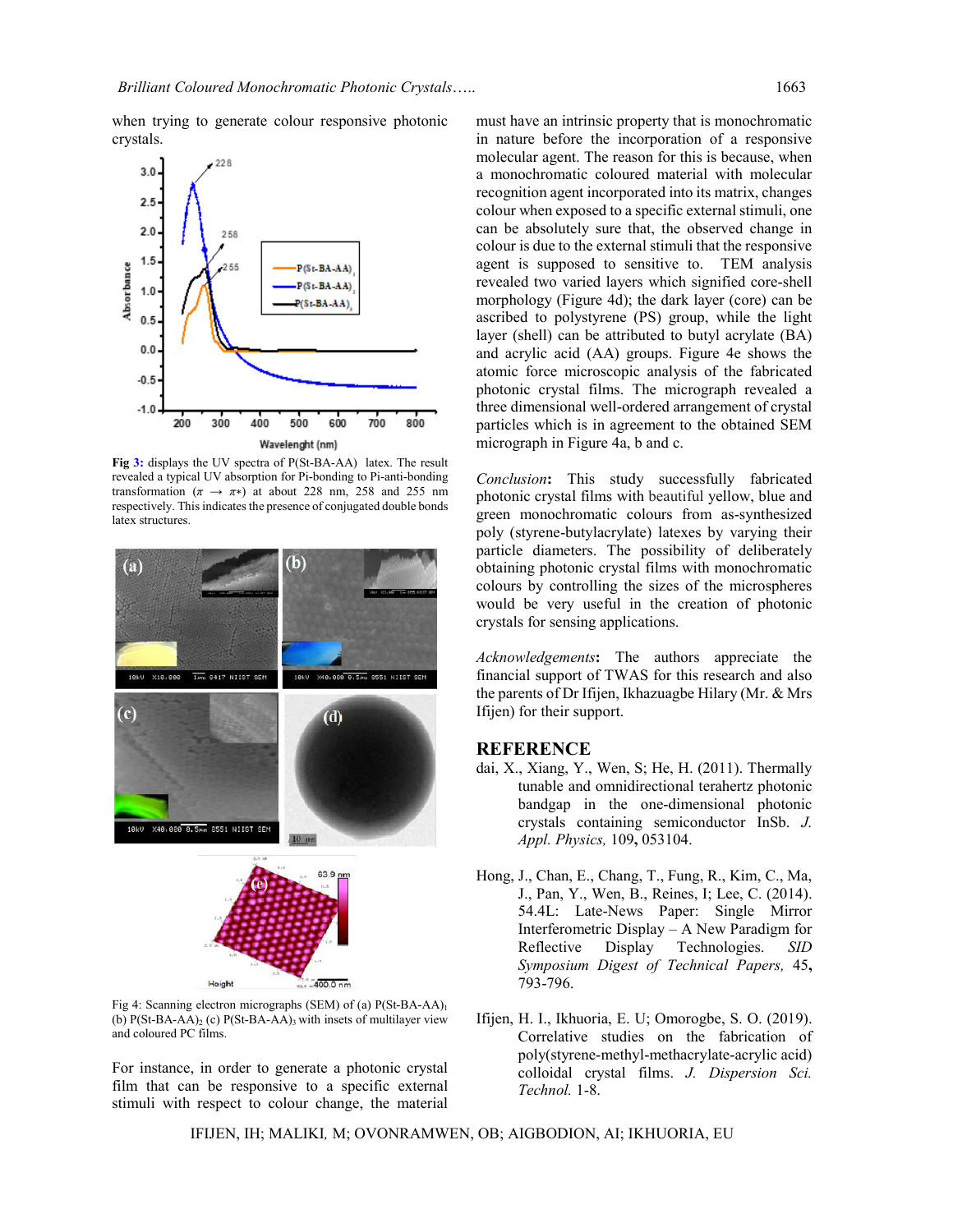when trying to generate colour responsive photonic crystals.

**Fig 3:** displays the UV spectra of P(St-BA-AA) latex. The result revealed a typical UV absorption for Pi-bonding to Pi-anti-bonding transformation ($\pi \rightarrow \pi*$) at about 228 nm, 258 and 255 nm respectively. This indicates the presence of conjugated double bonds latex structures.

Fig 4: Scanning electron micrographs (SEM) of (a) $P(St\text{-}BA\text{-}AA)_1$ (b) $P(St\text{-}BA\text{-}AA)_2$ (c) $P(St\text{-}BA\text{-}AA)_3$ with insets of multilayer view and coloured PC films.

For instance, in order to generate a photonic crystal film that can be responsive to a specific external stimuli with respect to colour change, the material must have an intrinsic property that is monochromatic in nature before the incorporation of a responsive molecular agent. The reason for this is because, when a monochromatic coloured material with molecular recognition agent incorporated into its matrix, changes colour when exposed to a specific external stimuli, one can be absolutely sure that, the observed change in colour is due to the external stimuli that the responsive agent is supposed to sensitive to. TEM analysis revealed two varied layers which signified core-shell morphology (Figure 4d); the dark layer (core) can be ascribed to polystyrene (PS) group, while the light layer (shell) can be attributed to butyl acrylate (BA) and acrylic acid (AA) groups. Figure 4e shows the atomic force microscopic analysis of the fabricated photonic crystal films. The micrograph revealed a three dimensional well-ordered arrangement of crystal particles which is in agreement to the obtained SEM micrograph in Figure 4a, b and c.

*Conclusion***:** This study successfully fabricated photonic crystal films with beautiful yellow, blue and green monochromatic colours from as-synthesized poly (styrene-butylacrylate) latexes by varying their particle diameters. The possibility of deliberately obtaining photonic crystal films with monochromatic colours by controlling the sizes of the microspheres would be very useful in the creation of photonic crystals for sensing applications.

*Acknowledgements***:** The authors appreciate the financial support of TWAS for this research and also the parents of Dr Ifijen, Ikhazuagbe Hilary (Mr. & Mrs Ifijen) for their support.

## REFERENCE

dai, X., Xiang, Y., Wen, S; He, H. (2011). Thermally tunable and omnidirectional terahertz photonic bandgap in the one-dimensional photonic crystals containing semiconductor InSb. *J. Appl. Physics,* 109**,** 053104.

Hong, J., Chan, E., Chang, T., Fung, R., Kim, C., Ma, J., Pan, Y., Wen, B., Reines, I; Lee, C. (2014). 54.4L: Late-News Paper: Single Mirror Interferometric Display – A New Paradigm for Reflective Display Technologies. *SID Symposium Digest of Technical Papers,* 45**,** 793-796.

Ifijen, H. I., Ikhuoria, E. U; Omorogbe, S. O. (2019). Correlative studies on the fabrication of poly(styrene-methyl-methacrylate-acrylic acid) colloidal crystal films. *J. Dispersion Sci. Technol.* 1-8.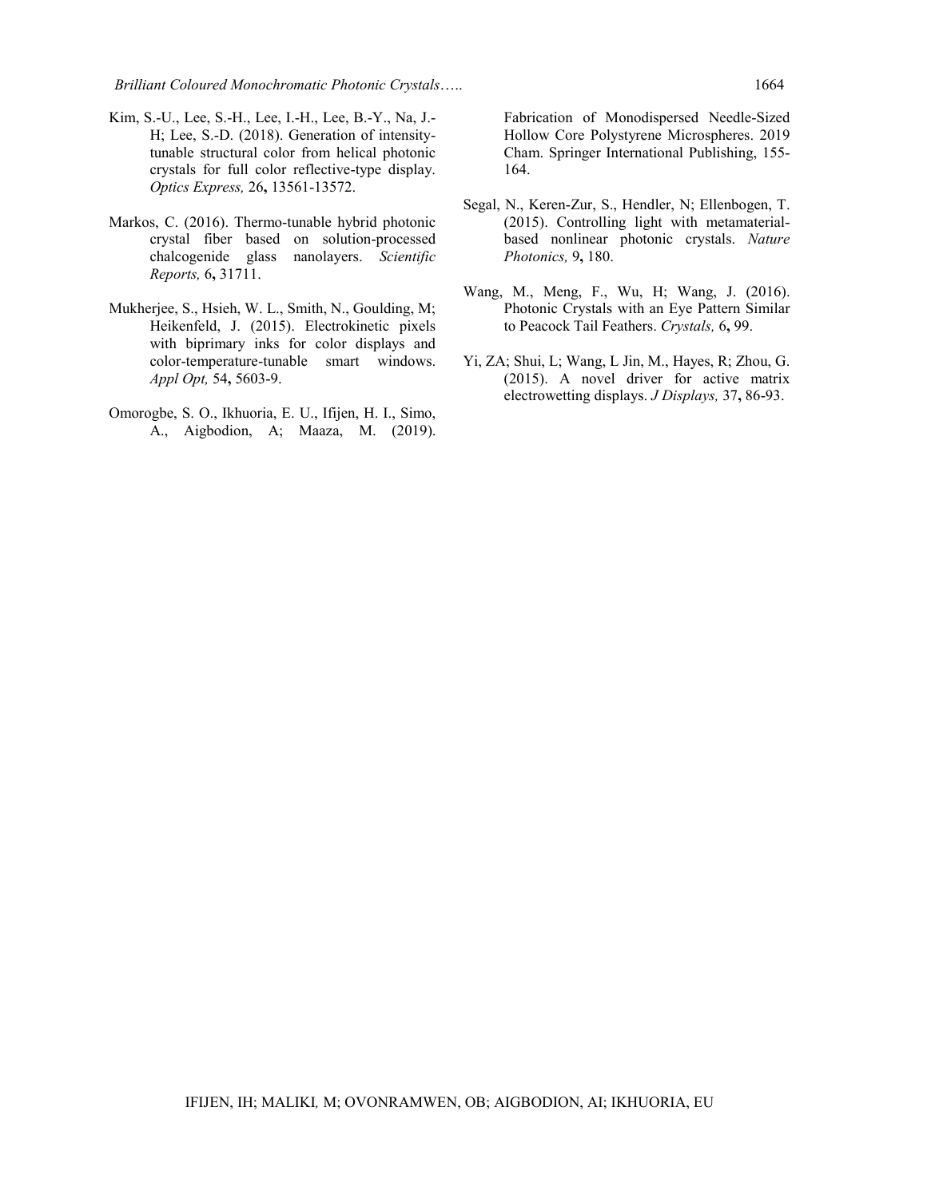Kim, S.-U., Lee, S.-H., Lee, I.-H., Lee, B.-Y., Na, J.-H; Lee, S.-D. (2018). Generation of intensity-tunable structural color from helical photonic crystals for full color reflective-type display. *Optics Express,* 26**,** 13561-13572.

Markos, C. (2016). Thermo-tunable hybrid photonic crystal fiber based on solution-processed chalcogenide glass nanolayers. *Scientific Reports,* 6**,** 31711.

Mukherjee, S., Hsieh, W. L., Smith, N., Goulding, M; Heikenfeld, J. (2015). Electrokinetic pixels with biprimary inks for color displays and color-temperature-tunable smart windows. *Appl Opt,* 54**,** 5603-9.

Omorogbe, S. O., Ikhuoria, E. U., Ifijen, H. I., Simo, A., Aigbodion, A; Maaza, M. (2019). Fabrication of Monodispersed Needle-Sized Hollow Core Polystyrene Microspheres. 2019 Cham. Springer International Publishing, 155-164.

Segal, N., Keren-Zur, S., Hendler, N; Ellenbogen, T. (2015). Controlling light with metamaterial-based nonlinear photonic crystals. *Nature Photonics,* 9**,** 180.

Wang, M., Meng, F., Wu, H; Wang, J. (2016). Photonic Crystals with an Eye Pattern Similar to Peacock Tail Feathers. *Crystals,* 6**,** 99.

Yi, ZA; Shui, L; Wang, L Jin, M., Hayes, R; Zhou, G. (2015). A novel driver for active matrix electrowetting displays. *J Displays,* 37**,** 86-93.